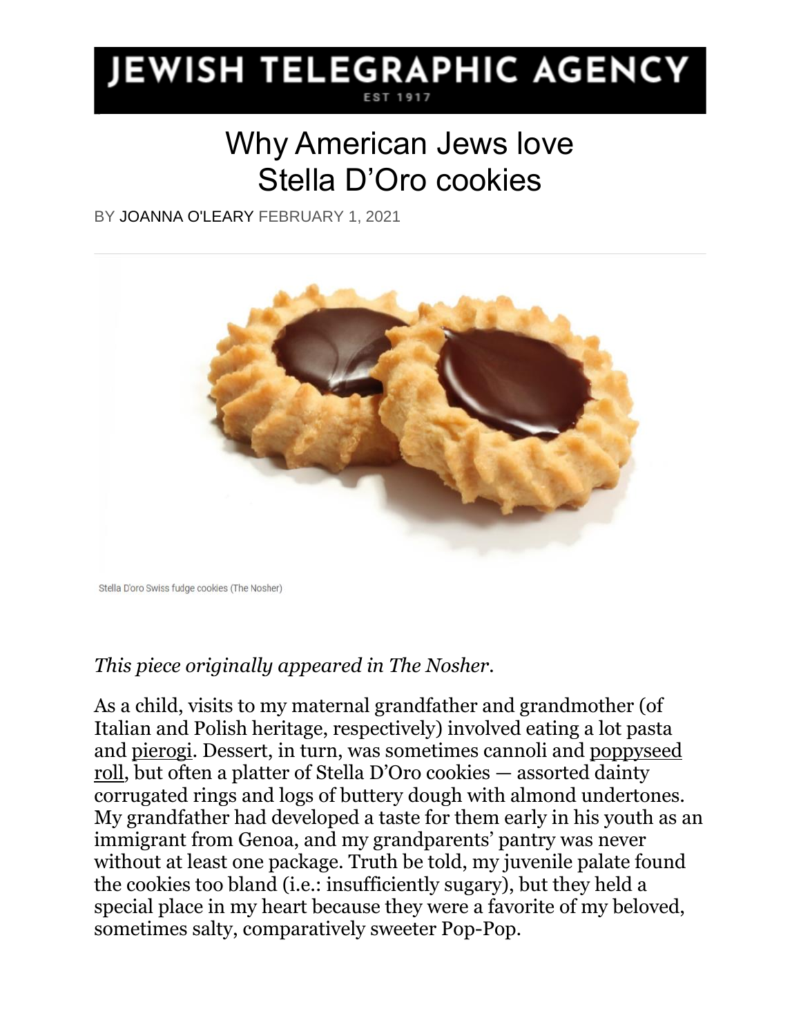# JEWISH TELEGRAPHIC AGENCY

EST 1917

## Why American Jews love Stella D'Oro cookies

BY JOANNA O'LEARY FEBRUARY 1, 2021

Stella D'oro Swiss fudge cookies (The Nosher)

*This piece originally appeared in The Nosher.*

As a child, visits to my maternal grandfather and grandmother (of Italian and Polish heritage, respectively) involved eating a lot pasta and pierogi. Dessert, in turn, was sometimes cannoli and poppyseed roll, but often a platter of Stella D'Oro cookies — assorted dainty corrugated rings and logs of buttery dough with almond undertones. My grandfather had developed a taste for them early in his youth as an immigrant from Genoa, and my grandparents' pantry was never without at least one package. Truth be told, my juvenile palate found the cookies too bland (i.e.: insufficiently sugary), but they held a special place in my heart because they were a favorite of my beloved, sometimes salty, comparatively sweeter Pop-Pop.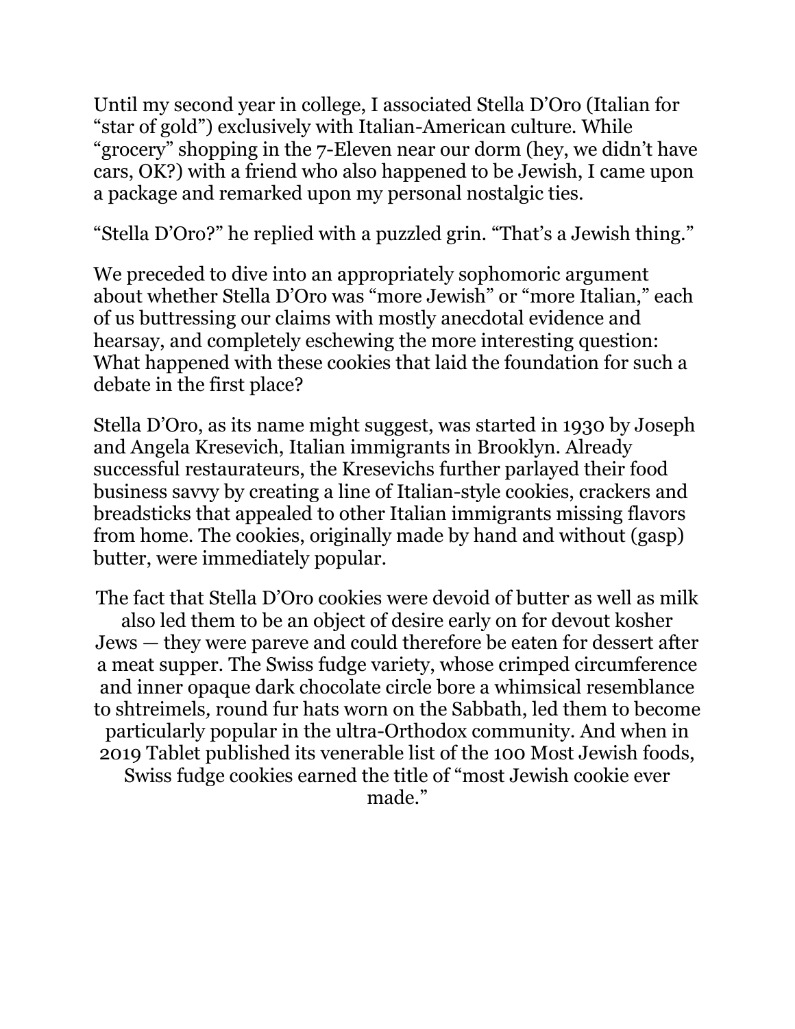Until my second year in college, I associated Stella D'Oro (Italian for "star of gold") exclusively with Italian-American culture. While "grocery" shopping in the 7-Eleven near our dorm (hey, we didn't have cars, OK?) with a friend who also happened to be Jewish, I came upon a package and remarked upon my personal nostalgic ties.

"Stella D'Oro?" he replied with a puzzled grin. "That's a Jewish thing."

We preceded to dive into an appropriately sophomoric argument about whether Stella D'Oro was "more Jewish" or "more Italian," each of us buttressing our claims with mostly anecdotal evidence and hearsay, and completely eschewing the more interesting question: What happened with these cookies that laid the foundation for such a debate in the first place?

Stella D'Oro, as its name might suggest, was started in 1930 by Joseph and Angela Kresevich, Italian immigrants in Brooklyn. Already successful restaurateurs, the Kresevichs further parlayed their food business savvy by creating a line of Italian-style cookies, crackers and breadsticks that appealed to other Italian immigrants missing flavors from home. The cookies, originally made by hand and without (gasp) butter, were immediately popular.

The fact that Stella D'Oro cookies were devoid of butter as well as milk also led them to be an object of desire early on for devout kosher Jews — they were pareve and could therefore be eaten for dessert after a meat supper. The Swiss fudge variety, whose crimped circumference and inner opaque dark chocolate circle bore a whimsical resemblance to shtreimels*,* round fur hats worn on the Sabbath, led them to become particularly popular in the ultra-Orthodox community. And when in 2019 Tablet published its venerable list of the 100 Most Jewish foods, Swiss fudge cookies earned the title of "most Jewish cookie ever made."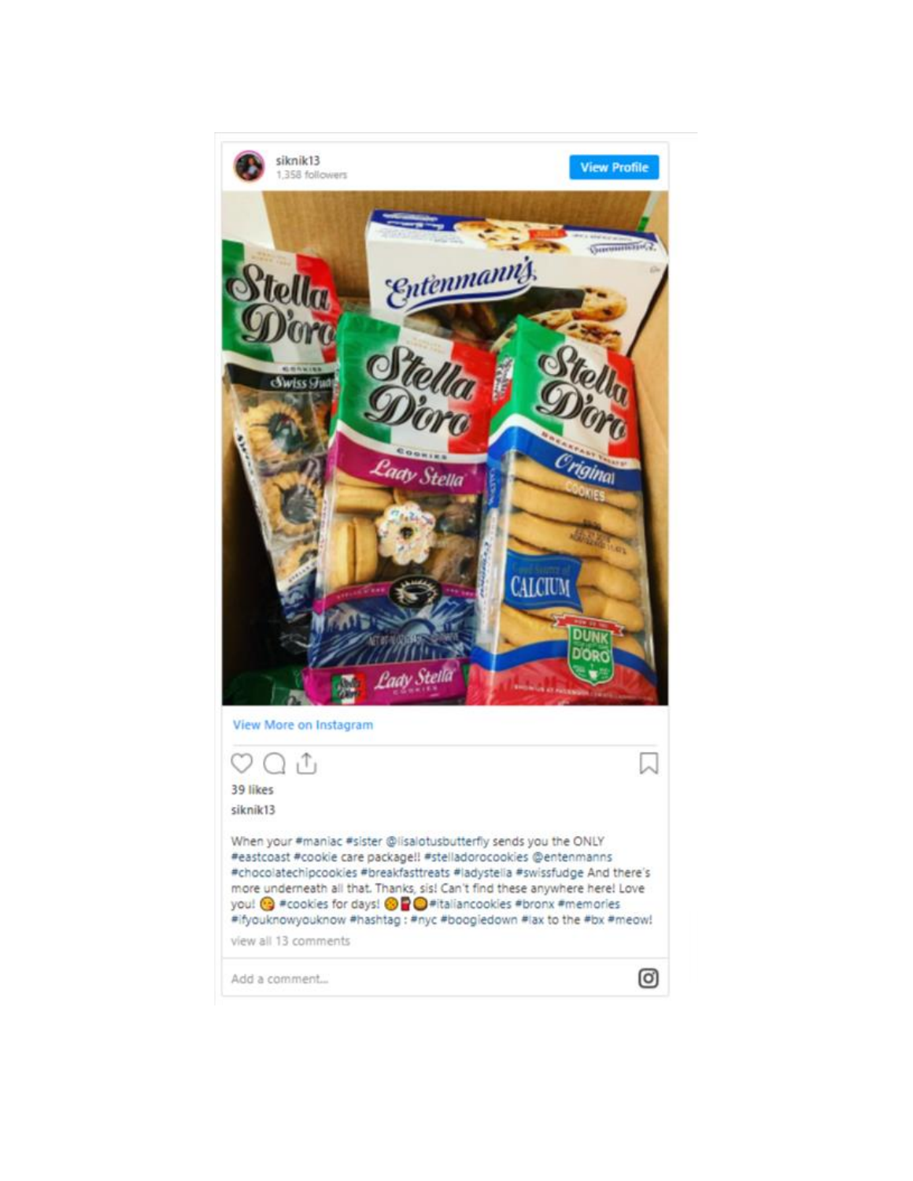siknik13
1,358 followers

View Profile

View More on Instagram

39 likes

siknik13

When your #maniac #sister @lisalotusbutterfly sends you the ONLY #eastcoast #cookie care package!! #stelladorocookies @entenmanns #chocolatechipcookies #breakfasttreats #ladystella #swissfudge And there's more underneath all that. Thanks, sis! Can't find these anywhere here! Love you! 😘 #cookies for days! 🍪🍫🍪 #italiancookies #bronx #memories #ifyouknowyouknow #hashtag : #nyc #boogiedown #lax to the #bx #meow!

view all 13 comments

Add a comment...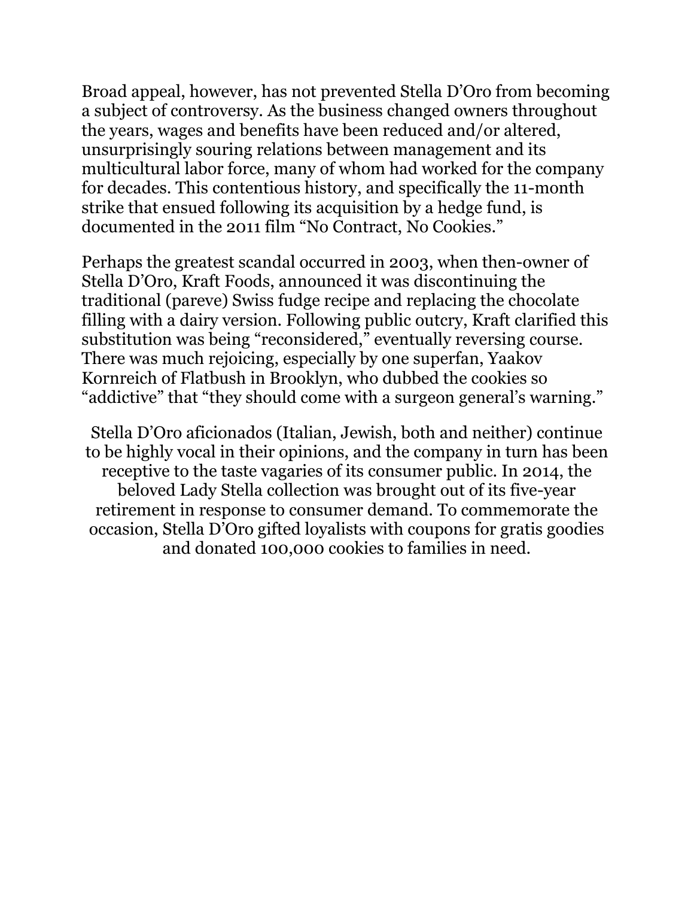Broad appeal, however, has not prevented Stella D'Oro from becoming a subject of controversy. As the business changed owners throughout the years, wages and benefits have been reduced and/or altered, unsurprisingly souring relations between management and its multicultural labor force, many of whom had worked for the company for decades. This contentious history, and specifically the 11-month strike that ensued following its acquisition by a hedge fund, is documented in the 2011 film "No Contract, No Cookies."

Perhaps the greatest scandal occurred in 2003, when then-owner of Stella D'Oro, Kraft Foods, announced it was discontinuing the traditional (pareve) Swiss fudge recipe and replacing the chocolate filling with a dairy version. Following public outcry, Kraft clarified this substitution was being "reconsidered," eventually reversing course. There was much rejoicing, especially by one superfan, Yaakov Kornreich of Flatbush in Brooklyn, who dubbed the cookies so "addictive" that "they should come with a surgeon general's warning."

Stella D'Oro aficionados (Italian, Jewish, both and neither) continue to be highly vocal in their opinions, and the company in turn has been receptive to the taste vagaries of its consumer public. In 2014, the beloved Lady Stella collection was brought out of its five-year retirement in response to consumer demand. To commemorate the occasion, Stella D'Oro gifted loyalists with coupons for gratis goodies and donated 100,000 cookies to families in need.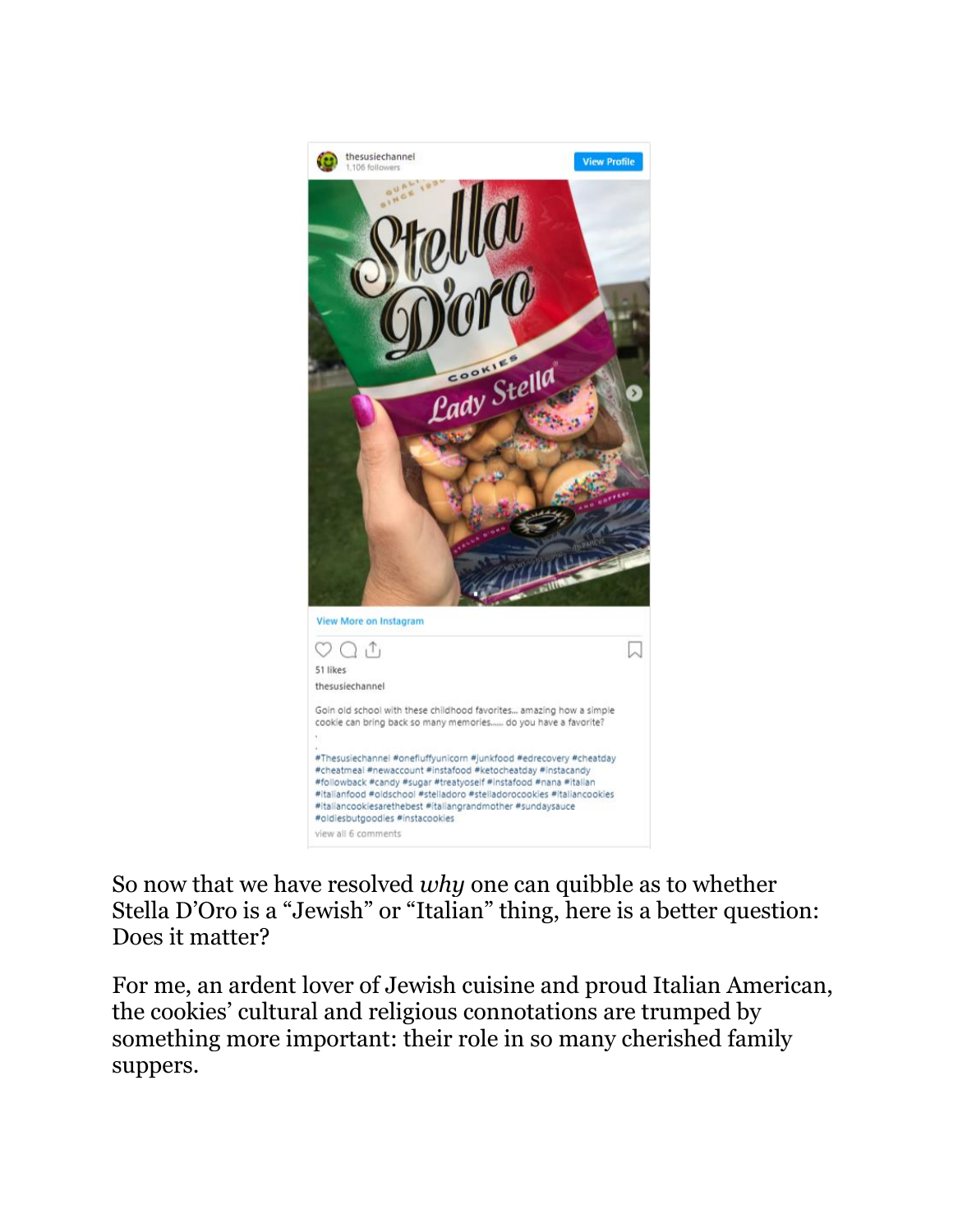So now that we have resolved *why* one can quibble as to whether Stella D'Oro is a "Jewish" or "Italian" thing, here is a better question: Does it matter?

For me, an ardent lover of Jewish cuisine and proud Italian American, the cookies' cultural and religious connotations are trumped by something more important: their role in so many cherished family suppers.